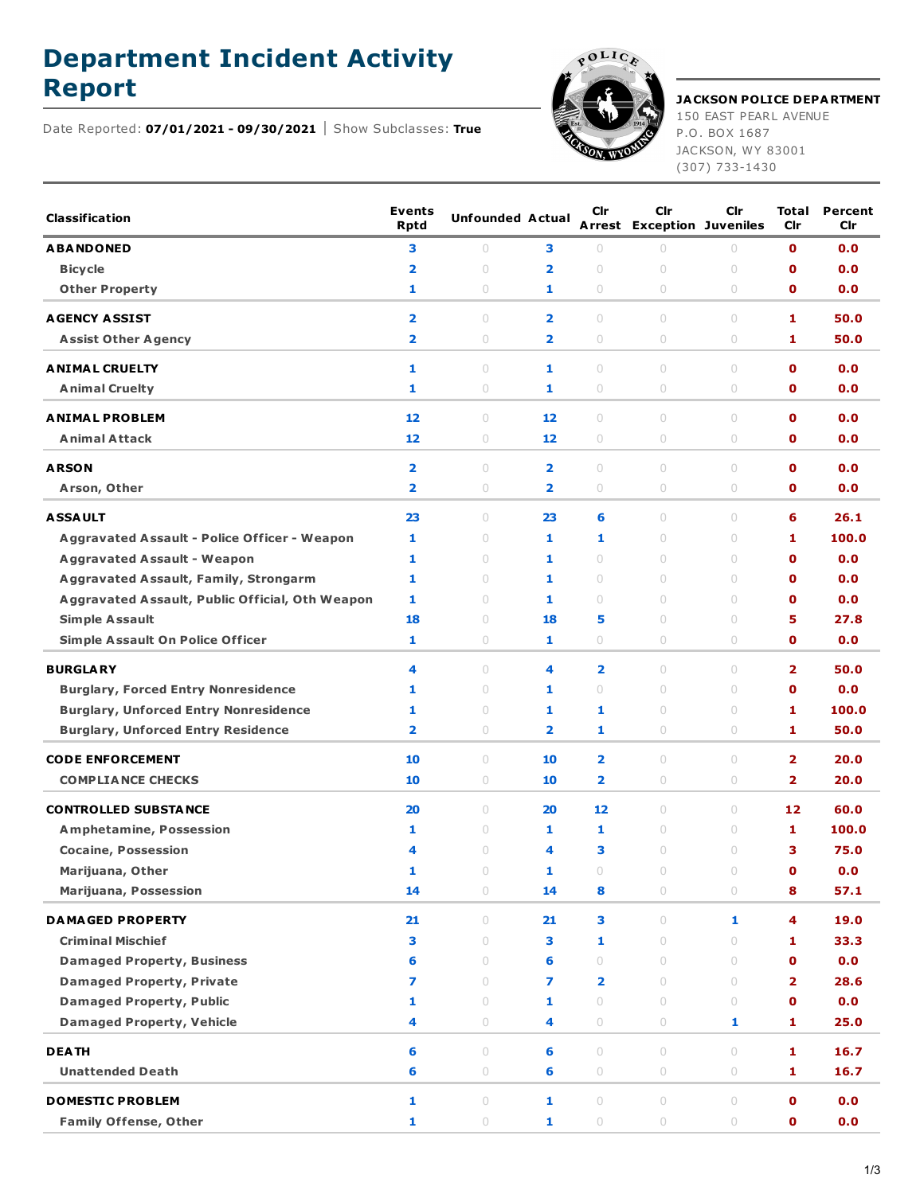# Department Incident Activity Report

Date Reported: **07/01/2021 - 09/30/2021** | Show Subclasses: **True**

**JACKSON POLICE DEPARTMENT**
150 EAST PEARL AVENUE
P.O. BOX 1687
JACKSON, WY 83001
(307) 733-1430

| Classification | Events Rptd | Unfounded | Actual | Clr Arrest | Clr Exception | Clr Juveniles | Total Clr | Percent Clr |
|---|---|---|---|---|---|---|---|---|
| **ABANDONED** | 3 | 0 | 3 | 0 | 0 | 0 | 0 | 0.0 |
| Bicycle | 2 | 0 | 2 | 0 | 0 | 0 | 0 | 0.0 |
| Other Property | 1 | 0 | 1 | 0 | 0 | 0 | 0 | 0.0 |
| **AGENCY ASSIST** | 2 | 0 | 2 | 0 | 0 | 0 | 1 | 50.0 |
| Assist Other Agency | 2 | 0 | 2 | 0 | 0 | 0 | 1 | 50.0 |
| **ANIMAL CRUELTY** | 1 | 0 | 1 | 0 | 0 | 0 | 0 | 0.0 |
| Animal Cruelty | 1 | 0 | 1 | 0 | 0 | 0 | 0 | 0.0 |
| **ANIMAL PROBLEM** | 12 | 0 | 12 | 0 | 0 | 0 | 0 | 0.0 |
| Animal Attack | 12 | 0 | 12 | 0 | 0 | 0 | 0 | 0.0 |
| **ARSON** | 2 | 0 | 2 | 0 | 0 | 0 | 0 | 0.0 |
| Arson, Other | 2 | 0 | 2 | 0 | 0 | 0 | 0 | 0.0 |
| **ASSAULT** | 23 | 0 | 23 | 6 | 0 | 0 | 6 | 26.1 |
| Aggravated Assault - Police Officer - Weapon | 1 | 0 | 1 | 1 | 0 | 0 | 1 | 100.0 |
| Aggravated Assault - Weapon | 1 | 0 | 1 | 0 | 0 | 0 | 0 | 0.0 |
| Aggravated Assault, Family, Strongarm | 1 | 0 | 1 | 0 | 0 | 0 | 0 | 0.0 |
| Aggravated Assault, Public Official, Oth Weapon | 1 | 0 | 1 | 0 | 0 | 0 | 0 | 0.0 |
| Simple Assault | 18 | 0 | 18 | 5 | 0 | 0 | 5 | 27.8 |
| Simple Assault On Police Officer | 1 | 0 | 1 | 0 | 0 | 0 | 0 | 0.0 |
| **BURGLARY** | 4 | 0 | 4 | 2 | 0 | 0 | 2 | 50.0 |
| Burglary, Forced Entry Nonresidence | 1 | 0 | 1 | 0 | 0 | 0 | 0 | 0.0 |
| Burglary, Unforced Entry Nonresidence | 1 | 0 | 1 | 1 | 0 | 0 | 1 | 100.0 |
| Burglary, Unforced Entry Residence | 2 | 0 | 2 | 1 | 0 | 0 | 1 | 50.0 |
| **CODE ENFORCEMENT** | 10 | 0 | 10 | 2 | 0 | 0 | 2 | 20.0 |
| COMPLIANCE CHECKS | 10 | 0 | 10 | 2 | 0 | 0 | 2 | 20.0 |
| **CONTROLLED SUBSTANCE** | 20 | 0 | 20 | 12 | 0 | 0 | 12 | 60.0 |
| Amphetamine, Possession | 1 | 0 | 1 | 1 | 0 | 0 | 1 | 100.0 |
| Cocaine, Possession | 4 | 0 | 4 | 3 | 0 | 0 | 3 | 75.0 |
| Marijuana, Other | 1 | 0 | 1 | 0 | 0 | 0 | 0 | 0.0 |
| Marijuana, Possession | 14 | 0 | 14 | 8 | 0 | 0 | 8 | 57.1 |
| **DAMAGED PROPERTY** | 21 | 0 | 21 | 3 | 0 | 1 | 4 | 19.0 |
| Criminal Mischief | 3 | 0 | 3 | 1 | 0 | 0 | 1 | 33.3 |
| Damaged Property, Business | 6 | 0 | 6 | 0 | 0 | 0 | 0 | 0.0 |
| Damaged Property, Private | 7 | 0 | 7 | 2 | 0 | 0 | 2 | 28.6 |
| Damaged Property, Public | 1 | 0 | 1 | 0 | 0 | 0 | 0 | 0.0 |
| Damaged Property, Vehicle | 4 | 0 | 4 | 0 | 0 | 1 | 1 | 25.0 |
| **DEATH** | 6 | 0 | 6 | 0 | 0 | 0 | 1 | 16.7 |
| Unattended Death | 6 | 0 | 6 | 0 | 0 | 0 | 1 | 16.7 |
| **DOMESTIC PROBLEM** | 1 | 0 | 1 | 0 | 0 | 0 | 0 | 0.0 |
| Family Offense, Other | 1 | 0 | 1 | 0 | 0 | 0 | 0 | 0.0 |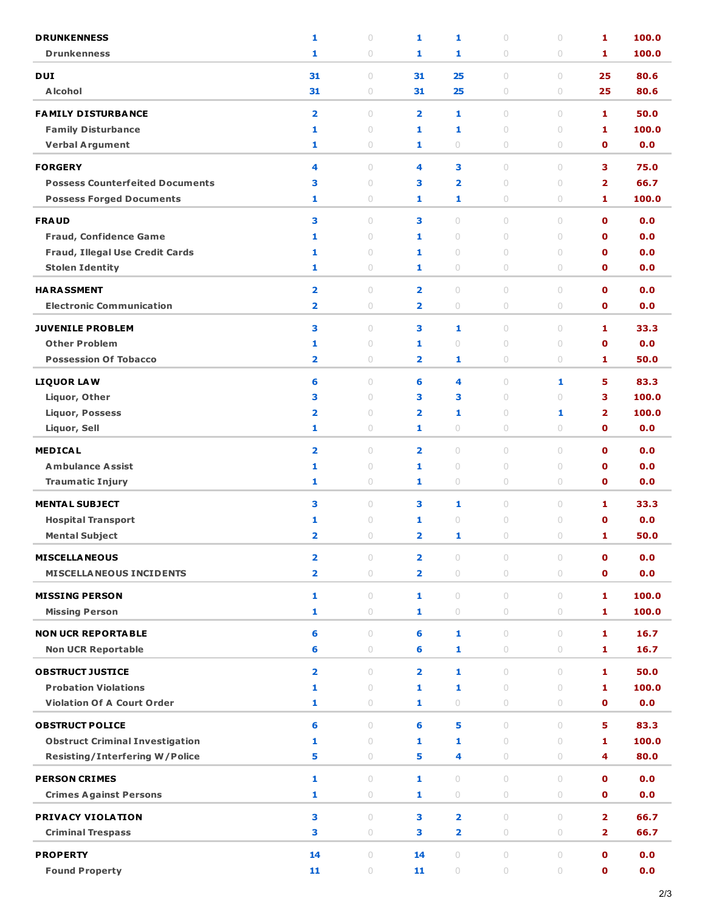| | | | | | | | | |
|---|---|---|---|---|---|---|---|---|
| **DRUNKENNESS** | 1 | 0 | 1 | 1 | 0 | 0 | 1 | 100.0 |
| Drunkenness | 1 | 0 | 1 | 1 | 0 | 0 | 1 | 100.0 |
| **DUI** | 31 | 0 | 31 | 25 | 0 | 0 | 25 | 80.6 |
| Alcohol | 31 | 0 | 31 | 25 | 0 | 0 | 25 | 80.6 |
| **FAMILY DISTURBANCE** | 2 | 0 | 2 | 1 | 0 | 0 | 1 | 50.0 |
| Family Disturbance | 1 | 0 | 1 | 1 | 0 | 0 | 1 | 100.0 |
| Verbal Argument | 1 | 0 | 1 | 0 | 0 | 0 | 0 | 0.0 |
| **FORGERY** | 4 | 0 | 4 | 3 | 0 | 0 | 3 | 75.0 |
| Possess Counterfeited Documents | 3 | 0 | 3 | 2 | 0 | 0 | 2 | 66.7 |
| Possess Forged Documents | 1 | 0 | 1 | 1 | 0 | 0 | 1 | 100.0 |
| **FRAUD** | 3 | 0 | 3 | 0 | 0 | 0 | 0 | 0.0 |
| Fraud, Confidence Game | 1 | 0 | 1 | 0 | 0 | 0 | 0 | 0.0 |
| Fraud, Illegal Use Credit Cards | 1 | 0 | 1 | 0 | 0 | 0 | 0 | 0.0 |
| Stolen Identity | 1 | 0 | 1 | 0 | 0 | 0 | 0 | 0.0 |
| **HARASSMENT** | 2 | 0 | 2 | 0 | 0 | 0 | 0 | 0.0 |
| Electronic Communication | 2 | 0 | 2 | 0 | 0 | 0 | 0 | 0.0 |
| **JUVENILE PROBLEM** | 3 | 0 | 3 | 1 | 0 | 0 | 1 | 33.3 |
| Other Problem | 1 | 0 | 1 | 0 | 0 | 0 | 0 | 0.0 |
| Possession Of Tobacco | 2 | 0 | 2 | 1 | 0 | 0 | 1 | 50.0 |
| **LIQUOR LAW** | 6 | 0 | 6 | 4 | 0 | 1 | 5 | 83.3 |
| Liquor, Other | 3 | 0 | 3 | 3 | 0 | 0 | 3 | 100.0 |
| Liquor, Possess | 2 | 0 | 2 | 1 | 0 | 1 | 2 | 100.0 |
| Liquor, Sell | 1 | 0 | 1 | 0 | 0 | 0 | 0 | 0.0 |
| **MEDICAL** | 2 | 0 | 2 | 0 | 0 | 0 | 0 | 0.0 |
| Ambulance Assist | 1 | 0 | 1 | 0 | 0 | 0 | 0 | 0.0 |
| Traumatic Injury | 1 | 0 | 1 | 0 | 0 | 0 | 0 | 0.0 |
| **MENTAL SUBJECT** | 3 | 0 | 3 | 1 | 0 | 0 | 1 | 33.3 |
| Hospital Transport | 1 | 0 | 1 | 0 | 0 | 0 | 0 | 0.0 |
| Mental Subject | 2 | 0 | 2 | 1 | 0 | 0 | 1 | 50.0 |
| **MISCELLANEOUS** | 2 | 0 | 2 | 0 | 0 | 0 | 0 | 0.0 |
| MISCELLANEOUS INCIDENTS | 2 | 0 | 2 | 0 | 0 | 0 | 0 | 0.0 |
| **MISSING PERSON** | 1 | 0 | 1 | 0 | 0 | 0 | 1 | 100.0 |
| Missing Person | 1 | 0 | 1 | 0 | 0 | 0 | 1 | 100.0 |
| **NON UCR REPORTABLE** | 6 | 0 | 6 | 1 | 0 | 0 | 1 | 16.7 |
| Non UCR Reportable | 6 | 0 | 6 | 1 | 0 | 0 | 1 | 16.7 |
| **OBSTRUCT JUSTICE** | 2 | 0 | 2 | 1 | 0 | 0 | 1 | 50.0 |
| Probation Violations | 1 | 0 | 1 | 1 | 0 | 0 | 1 | 100.0 |
| Violation Of A Court Order | 1 | 0 | 1 | 0 | 0 | 0 | 0 | 0.0 |
| **OBSTRUCT POLICE** | 6 | 0 | 6 | 5 | 0 | 0 | 5 | 83.3 |
| Obstruct Criminal Investigation | 1 | 0 | 1 | 1 | 0 | 0 | 1 | 100.0 |
| Resisting/Interfering W/Police | 5 | 0 | 5 | 4 | 0 | 0 | 4 | 80.0 |
| **PERSON CRIMES** | 1 | 0 | 1 | 0 | 0 | 0 | 0 | 0.0 |
| Crimes Against Persons | 1 | 0 | 1 | 0 | 0 | 0 | 0 | 0.0 |
| **PRIVACY VIOLATION** | 3 | 0 | 3 | 2 | 0 | 0 | 2 | 66.7 |
| Criminal Trespass | 3 | 0 | 3 | 2 | 0 | 0 | 2 | 66.7 |
| **PROPERTY** | 14 | 0 | 14 | 0 | 0 | 0 | 0 | 0.0 |
| Found Property | 11 | 0 | 11 | 0 | 0 | 0 | 0 | 0.0 |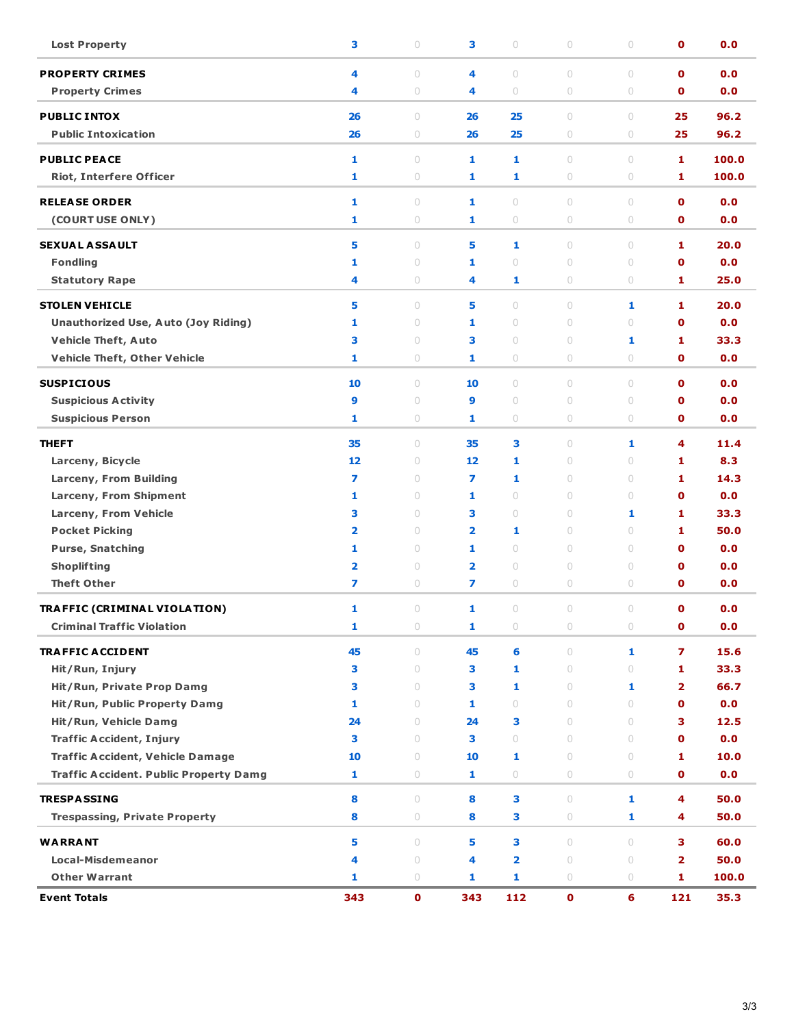| | | | | | | | | |
|---|---|---|---|---|---|---|---|---|
| Lost Property | 3 | 0 | 3 | 0 | 0 | 0 | 0 | 0.0 |
| **PROPERTY CRIMES** | 4 | 0 | 4 | 0 | 0 | 0 | 0 | 0.0 |
| Property Crimes | 4 | 0 | 4 | 0 | 0 | 0 | 0 | 0.0 |
| **PUBLIC INTOX** | 26 | 0 | 26 | 25 | 0 | 0 | 25 | 96.2 |
| Public Intoxication | 26 | 0 | 26 | 25 | 0 | 0 | 25 | 96.2 |
| **PUBLIC PEACE** | 1 | 0 | 1 | 1 | 0 | 0 | 1 | 100.0 |
| Riot, Interfere Officer | 1 | 0 | 1 | 1 | 0 | 0 | 1 | 100.0 |
| **RELEASE ORDER** | 1 | 0 | 1 | 0 | 0 | 0 | 0 | 0.0 |
| (COURT USE ONLY) | 1 | 0 | 1 | 0 | 0 | 0 | 0 | 0.0 |
| **SEXUAL ASSAULT** | 5 | 0 | 5 | 1 | 0 | 0 | 1 | 20.0 |
| Fondling | 1 | 0 | 1 | 0 | 0 | 0 | 0 | 0.0 |
| Statutory Rape | 4 | 0 | 4 | 1 | 0 | 0 | 1 | 25.0 |
| **STOLEN VEHICLE** | 5 | 0 | 5 | 0 | 0 | 1 | 1 | 20.0 |
| Unauthorized Use, Auto (Joy Riding) | 1 | 0 | 1 | 0 | 0 | 0 | 0 | 0.0 |
| Vehicle Theft, Auto | 3 | 0 | 3 | 0 | 0 | 1 | 1 | 33.3 |
| Vehicle Theft, Other Vehicle | 1 | 0 | 1 | 0 | 0 | 0 | 0 | 0.0 |
| **SUSPICIOUS** | 10 | 0 | 10 | 0 | 0 | 0 | 0 | 0.0 |
| Suspicious Activity | 9 | 0 | 9 | 0 | 0 | 0 | 0 | 0.0 |
| Suspicious Person | 1 | 0 | 1 | 0 | 0 | 0 | 0 | 0.0 |
| **THEFT** | 35 | 0 | 35 | 3 | 0 | 1 | 4 | 11.4 |
| Larceny, Bicycle | 12 | 0 | 12 | 1 | 0 | 0 | 1 | 8.3 |
| Larceny, From Building | 7 | 0 | 7 | 1 | 0 | 0 | 1 | 14.3 |
| Larceny, From Shipment | 1 | 0 | 1 | 0 | 0 | 0 | 0 | 0.0 |
| Larceny, From Vehicle | 3 | 0 | 3 | 0 | 0 | 1 | 1 | 33.3 |
| Pocket Picking | 2 | 0 | 2 | 1 | 0 | 0 | 1 | 50.0 |
| Purse, Snatching | 1 | 0 | 1 | 0 | 0 | 0 | 0 | 0.0 |
| Shoplifting | 2 | 0 | 2 | 0 | 0 | 0 | 0 | 0.0 |
| Theft Other | 7 | 0 | 7 | 0 | 0 | 0 | 0 | 0.0 |
| **TRAFFIC (CRIMINAL VIOLATION)** | 1 | 0 | 1 | 0 | 0 | 0 | 0 | 0.0 |
| Criminal Traffic Violation | 1 | 0 | 1 | 0 | 0 | 0 | 0 | 0.0 |
| **TRAFFIC ACCIDENT** | 45 | 0 | 45 | 6 | 0 | 1 | 7 | 15.6 |
| Hit/Run, Injury | 3 | 0 | 3 | 1 | 0 | 0 | 1 | 33.3 |
| Hit/Run, Private Prop Damg | 3 | 0 | 3 | 1 | 0 | 1 | 2 | 66.7 |
| Hit/Run, Public Property Damg | 1 | 0 | 1 | 0 | 0 | 0 | 0 | 0.0 |
| Hit/Run, Vehicle Damg | 24 | 0 | 24 | 3 | 0 | 0 | 3 | 12.5 |
| Traffic Accident, Injury | 3 | 0 | 3 | 0 | 0 | 0 | 0 | 0.0 |
| Traffic Accident, Vehicle Damage | 10 | 0 | 10 | 1 | 0 | 0 | 1 | 10.0 |
| Traffic Accident. Public Property Damg | 1 | 0 | 1 | 0 | 0 | 0 | 0 | 0.0 |
| **TRESPASSING** | 8 | 0 | 8 | 3 | 0 | 1 | 4 | 50.0 |
| Trespassing, Private Property | 8 | 0 | 8 | 3 | 0 | 1 | 4 | 50.0 |
| **WARRANT** | 5 | 0 | 5 | 3 | 0 | 0 | 3 | 60.0 |
| Local-Misdemeanor | 4 | 0 | 4 | 2 | 0 | 0 | 2 | 50.0 |
| Other Warrant | 1 | 0 | 1 | 1 | 0 | 0 | 1 | 100.0 |
| **Event Totals** | **343** | **0** | **343** | **112** | **0** | **6** | **121** | **35.3** |